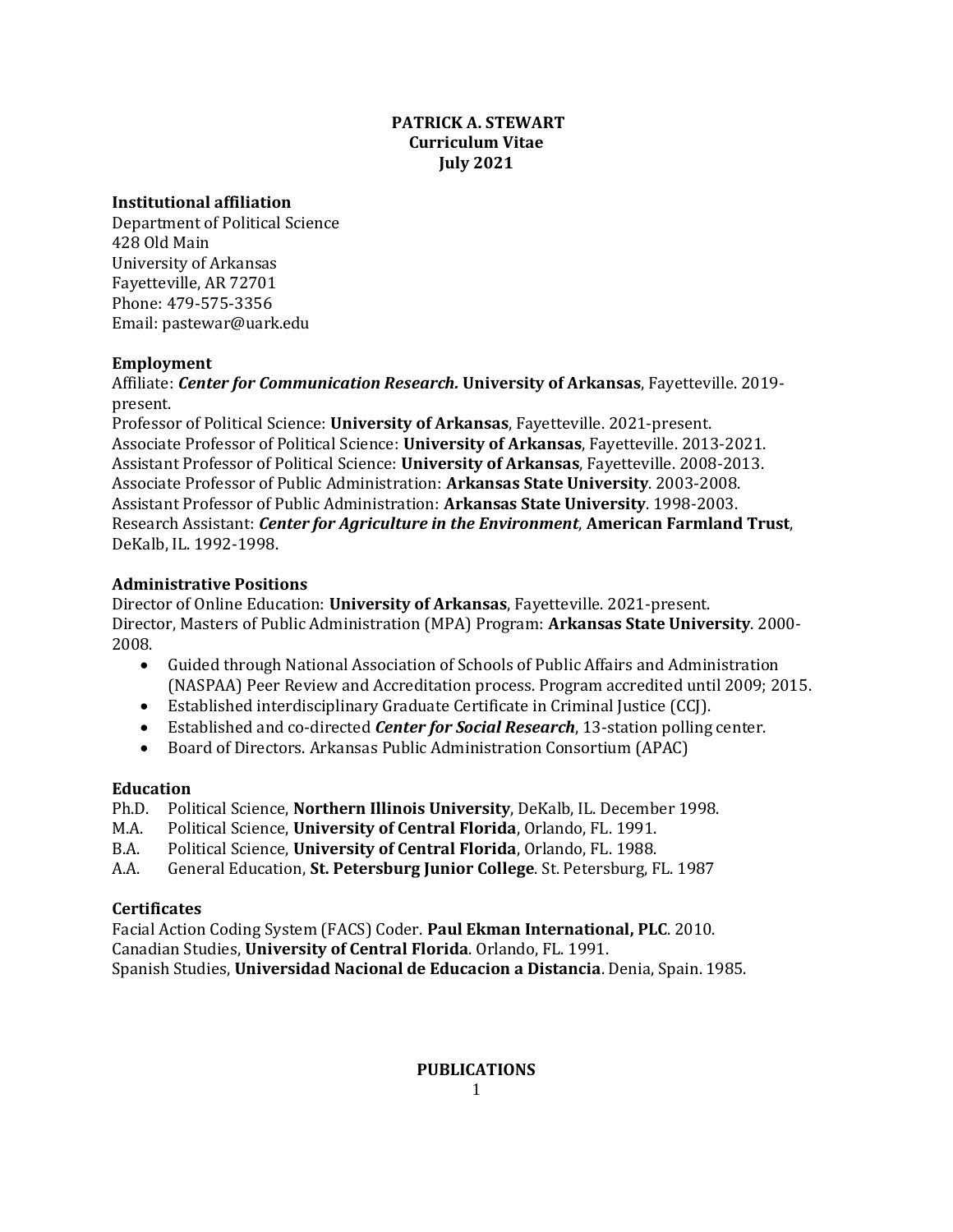**PATRICK A. STEWART**
**Curriculum Vitae**
**July 2021**

### Institutional affiliation

Department of Political Science
428 Old Main
University of Arkansas
Fayetteville, AR 72701
Phone: 479-575-3356
Email: pastewar@uark.edu

### Employment

Affiliate: ***Center for Communication Research.*** **University of Arkansas**, Fayetteville. 2019-present.
Professor of Political Science: **University of Arkansas**, Fayetteville. 2021-present.
Associate Professor of Political Science: **University of Arkansas**, Fayetteville. 2013-2021.
Assistant Professor of Political Science: **University of Arkansas**, Fayetteville. 2008-2013.
Associate Professor of Public Administration: **Arkansas State University**. 2003-2008.
Assistant Professor of Public Administration: **Arkansas State University**. 1998-2003.
Research Assistant: ***Center for Agriculture in the Environment***, **American Farmland Trust**, DeKalb, IL. 1992-1998.

### Administrative Positions

Director of Online Education: **University of Arkansas**, Fayetteville. 2021-present.
Director, Masters of Public Administration (MPA) Program: **Arkansas State University**. 2000-2008.

- Guided through National Association of Schools of Public Affairs and Administration (NASPAA) Peer Review and Accreditation process. Program accredited until 2009; 2015.
- Established interdisciplinary Graduate Certificate in Criminal Justice (CCJ).
- Established and co-directed ***Center for Social Research***, 13-station polling center.
- Board of Directors. Arkansas Public Administration Consortium (APAC)

### Education

Ph.D. Political Science, **Northern Illinois University**, DeKalb, IL. December 1998.
M.A. Political Science, **University of Central Florida**, Orlando, FL. 1991.
B.A. Political Science, **University of Central Florida**, Orlando, FL. 1988.
A.A. General Education, **St. Petersburg Junior College**. St. Petersburg, FL. 1987

### Certificates

Facial Action Coding System (FACS) Coder. **Paul Ekman International, PLC**. 2010.
Canadian Studies, **University of Central Florida**. Orlando, FL. 1991.
Spanish Studies, **Universidad Nacional de Educacion a Distancia**. Denia, Spain. 1985.

## PUBLICATIONS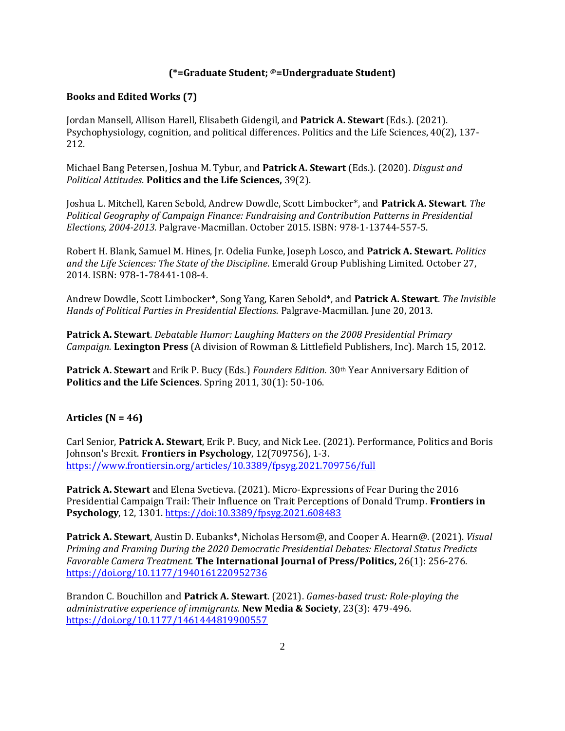**(*=Graduate Student; @=Undergraduate Student)**

**Books and Edited Works (7)**

Jordan Mansell, Allison Harell, Elisabeth Gidengil, and **Patrick A. Stewart** (Eds.). (2021). Psychophysiology, cognition, and political differences. Politics and the Life Sciences, 40(2), 137-212.

Michael Bang Petersen, Joshua M. Tybur, and **Patrick A. Stewart** (Eds.). (2020). *Disgust and Political Attitudes*. **Politics and the Life Sciences,** 39(2).

Joshua L. Mitchell, Karen Sebold, Andrew Dowdle, Scott Limbocker*, and **Patrick A. Stewart**. *The Political Geography of Campaign Finance: Fundraising and Contribution Patterns in Presidential Elections, 2004-2013.* Palgrave-Macmillan. October 2015. ISBN: 978-1-13744-557-5.

Robert H. Blank, Samuel M. Hines, Jr. Odelia Funke, Joseph Losco, and **Patrick A. Stewart.** *Politics and the Life Sciences: The State of the Discipline*. Emerald Group Publishing Limited. October 27, 2014. ISBN: 978-1-78441-108-4.

Andrew Dowdle, Scott Limbocker*, Song Yang, Karen Sebold*, and **Patrick A. Stewart**. *The Invisible Hands of Political Parties in Presidential Elections.* Palgrave-Macmillan. June 20, 2013.

**Patrick A. Stewart**. *Debatable Humor: Laughing Matters on the 2008 Presidential Primary Campaign.* **Lexington Press** (A division of Rowman & Littlefield Publishers, Inc). March 15, 2012.

**Patrick A. Stewart** and Erik P. Bucy (Eds.) *Founders Edition.* 30th Year Anniversary Edition of **Politics and the Life Sciences**. Spring 2011, 30(1): 50-106.

**Articles (N = 46)**

Carl Senior, **Patrick A. Stewart**, Erik P. Bucy, and Nick Lee. (2021). Performance, Politics and Boris Johnson's Brexit. **Frontiers in Psychology**, 12(709756), 1-3. https://www.frontiersin.org/articles/10.3389/fpsyg.2021.709756/full

**Patrick A. Stewart** and Elena Svetieva. (2021). Micro-Expressions of Fear During the 2016 Presidential Campaign Trail: Their Influence on Trait Perceptions of Donald Trump. **Frontiers in Psychology**, 12, 1301. https://doi:10.3389/fpsyg.2021.608483

**Patrick A. Stewart**, Austin D. Eubanks*, Nicholas Hersom@, and Cooper A. Hearn@. (2021). *Visual Priming and Framing During the 2020 Democratic Presidential Debates: Electoral Status Predicts Favorable Camera Treatment.* **The International Journal of Press/Politics,** 26(1): 256-276. https://doi.org/10.1177/1940161220952736

Brandon C. Bouchillon and **Patrick A. Stewart**. (2021). *Games-based trust: Role-playing the administrative experience of immigrants.* **New Media & Society**, 23(3): 479-496. https://doi.org/10.1177/1461444819900557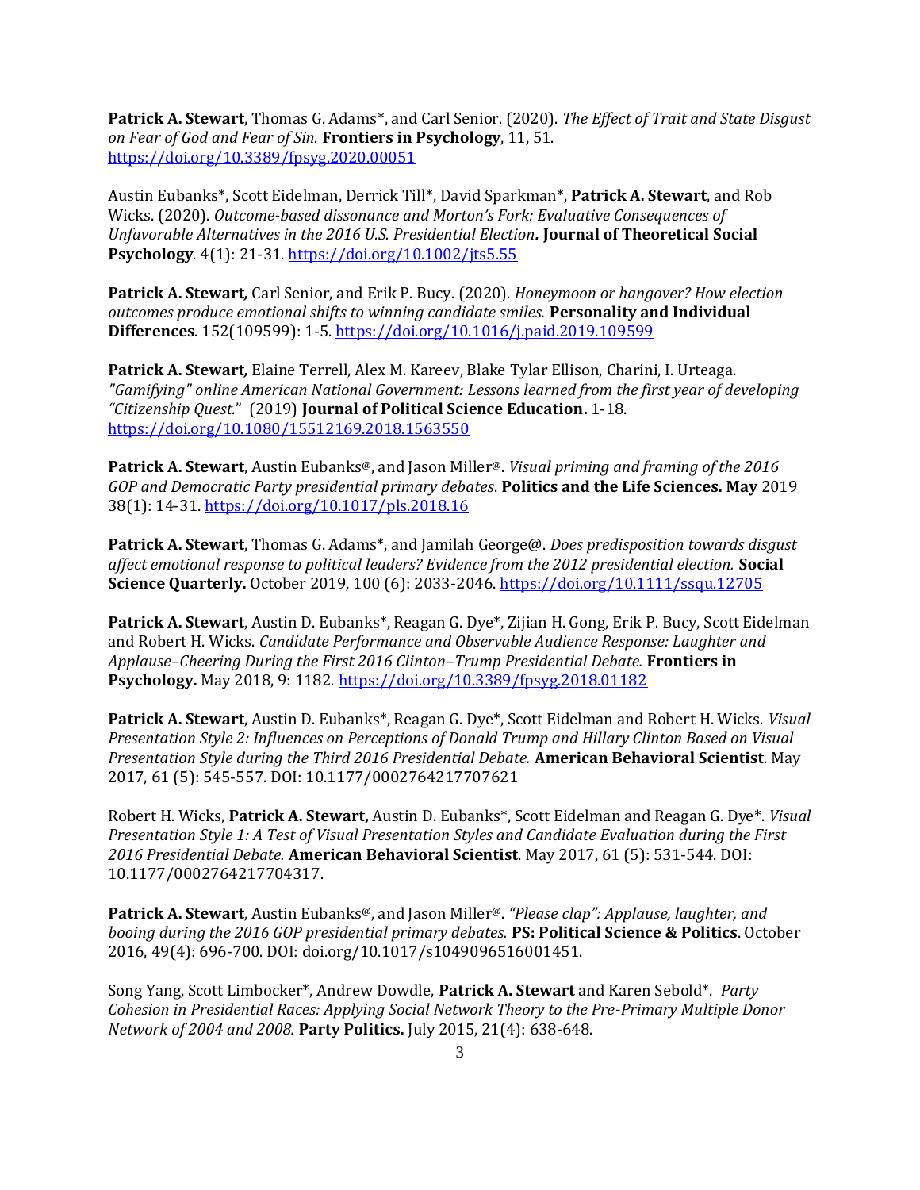**Patrick A. Stewart**, Thomas G. Adams*, and Carl Senior. (2020). *The Effect of Trait and State Disgust on Fear of God and Fear of Sin.* **Frontiers in Psychology**, 11, 51. https://doi.org/10.3389/fpsyg.2020.00051

Austin Eubanks*, Scott Eidelman, Derrick Till*, David Sparkman*, **Patrick A. Stewart**, and Rob Wicks. (2020). *Outcome-based dissonance and Morton's Fork: Evaluative Consequences of Unfavorable Alternatives in the 2016 U.S. Presidential Election***. Journal of Theoretical Social Psychology**. 4(1): 21-31. https://doi.org/10.1002/jts5.55

**Patrick A. Stewart***,* Carl Senior, and Erik P. Bucy. (2020). *Honeymoon or hangover? How election outcomes produce emotional shifts to winning candidate smiles.* **Personality and Individual Differences**. 152(109599): 1-5. https://doi.org/10.1016/j.paid.2019.109599

**Patrick A. Stewart***,* Elaine Terrell, Alex M. Kareev, Blake Tylar Ellison, Charini, I. Urteaga. *"Gamifying" online American National Government: Lessons learned from the first year of developing "Citizenship Quest."*" (2019) **Journal of Political Science Education.** 1-18. https://doi.org/10.1080/15512169.2018.1563550

**Patrick A. Stewart**, Austin Eubanks@, and Jason Miller@. *Visual priming and framing of the 2016 GOP and Democratic Party presidential primary debates*. **Politics and the Life Sciences. May** 2019 38(1): 14-31. https://doi.org/10.1017/pls.2018.16

**Patrick A. Stewart**, Thomas G. Adams*, and Jamilah George@. *Does predisposition towards disgust affect emotional response to political leaders? Evidence from the 2012 presidential election.* **Social Science Quarterly.** October 2019, 100 (6): 2033-2046. https://doi.org/10.1111/ssqu.12705

**Patrick A. Stewart**, Austin D. Eubanks*, Reagan G. Dye*, Zijian H. Gong, Erik P. Bucy, Scott Eidelman and Robert H. Wicks. *Candidate Performance and Observable Audience Response: Laughter and Applause–Cheering During the First 2016 Clinton–Trump Presidential Debate.* **Frontiers in Psychology.** May 2018, 9: 1182. https://doi.org/10.3389/fpsyg.2018.01182

**Patrick A. Stewart**, Austin D. Eubanks*, Reagan G. Dye*, Scott Eidelman and Robert H. Wicks. *Visual Presentation Style 2: Influences on Perceptions of Donald Trump and Hillary Clinton Based on Visual Presentation Style during the Third 2016 Presidential Debate.* **American Behavioral Scientist**. May 2017, 61 (5): 545-557. DOI: 10.1177/0002764217707621

Robert H. Wicks, **Patrick A. Stewart,** Austin D. Eubanks*, Scott Eidelman and Reagan G. Dye*. *Visual Presentation Style 1: A Test of Visual Presentation Styles and Candidate Evaluation during the First 2016 Presidential Debate.* **American Behavioral Scientist**. May 2017, 61 (5): 531-544. DOI: 10.1177/0002764217704317.

**Patrick A. Stewart**, Austin Eubanks@, and Jason Miller@. *"Please clap": Applause, laughter, and booing during the 2016 GOP presidential primary debates.* **PS: Political Science & Politics**. October 2016, 49(4): 696-700. DOI: doi.org/10.1017/s1049096516001451.

Song Yang, Scott Limbocker*, Andrew Dowdle, **Patrick A. Stewart** and Karen Sebold*. *Party Cohesion in Presidential Races: Applying Social Network Theory to the Pre-Primary Multiple Donor Network of 2004 and 2008.* **Party Politics.** July 2015, 21(4): 638-648.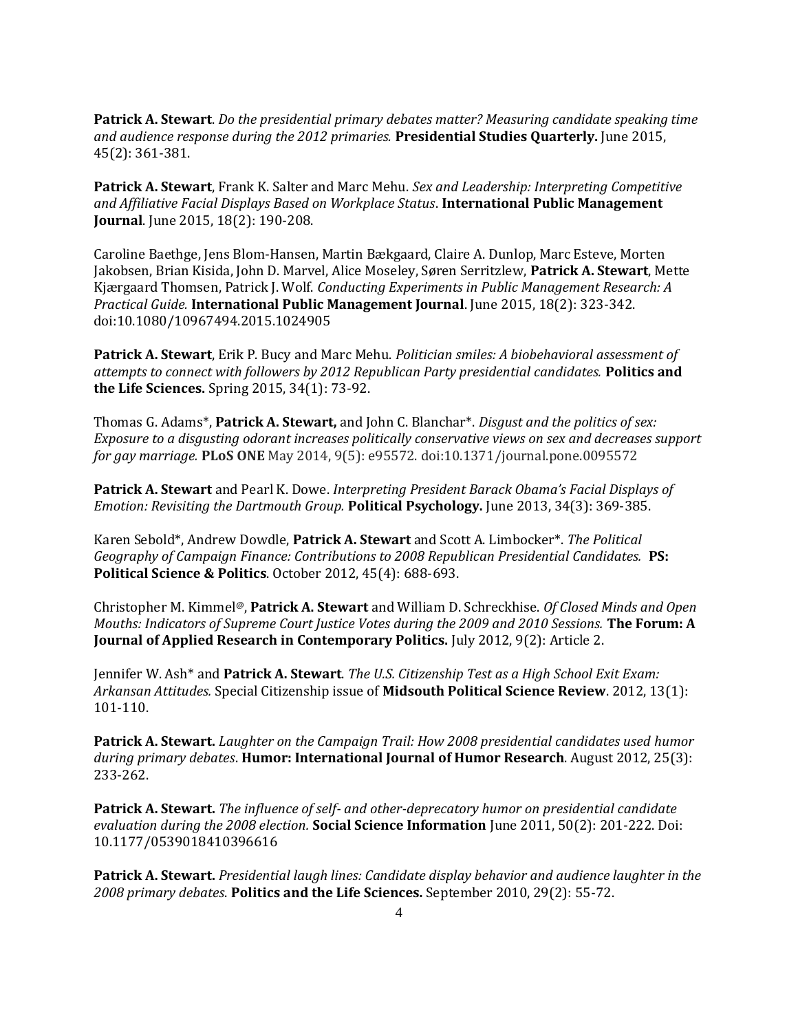**Patrick A. Stewart**. *Do the presidential primary debates matter? Measuring candidate speaking time and audience response during the 2012 primaries.* **Presidential Studies Quarterly.** June 2015, 45(2): 361-381.

**Patrick A. Stewart**, Frank K. Salter and Marc Mehu. *Sex and Leadership: Interpreting Competitive and Affiliative Facial Displays Based on Workplace Status*. **International Public Management Journal**. June 2015, 18(2): 190-208.

Caroline Baethge, Jens Blom-Hansen, Martin Bækgaard, Claire A. Dunlop, Marc Esteve, Morten Jakobsen, Brian Kisida, John D. Marvel, Alice Moseley, Søren Serritzlew, **Patrick A. Stewart**, Mette Kjærgaard Thomsen, Patrick J. Wolf. *Conducting Experiments in Public Management Research: A Practical Guide.* **International Public Management Journal**. June 2015, 18(2): 323-342. doi:10.1080/10967494.2015.1024905

**Patrick A. Stewart**, Erik P. Bucy and Marc Mehu. *Politician smiles: A biobehavioral assessment of attempts to connect with followers by 2012 Republican Party presidential candidates.* **Politics and the Life Sciences.** Spring 2015, 34(1): 73-92.

Thomas G. Adams*, **Patrick A. Stewart,** and John C. Blanchar*. *Disgust and the politics of sex: Exposure to a disgusting odorant increases politically conservative views on sex and decreases support for gay marriage.* **PLoS ONE** May 2014, 9(5): e95572. doi:10.1371/journal.pone.0095572

**Patrick A. Stewart** and Pearl K. Dowe. *Interpreting President Barack Obama's Facial Displays of Emotion: Revisiting the Dartmouth Group.* **Political Psychology.** June 2013, 34(3): 369-385.

Karen Sebold*, Andrew Dowdle, **Patrick A. Stewart** and Scott A. Limbocker*. *The Political Geography of Campaign Finance: Contributions to 2008 Republican Presidential Candidates.* **PS: Political Science & Politics**. October 2012, 45(4): 688-693.

Christopher M. Kimmel@, **Patrick A. Stewart** and William D. Schreckhise. *Of Closed Minds and Open Mouths: Indicators of Supreme Court Justice Votes during the 2009 and 2010 Sessions.* **The Forum: A Journal of Applied Research in Contemporary Politics.** July 2012, 9(2): Article 2.

Jennifer W. Ash* and **Patrick A. Stewart**. *The U.S. Citizenship Test as a High School Exit Exam: Arkansan Attitudes.* Special Citizenship issue of **Midsouth Political Science Review**. 2012, 13(1): 101-110.

**Patrick A. Stewart.** *Laughter on the Campaign Trail: How 2008 presidential candidates used humor during primary debates*. **Humor: International Journal of Humor Research**. August 2012, 25(3): 233-262.

**Patrick A. Stewart.** *The influence of self- and other-deprecatory humor on presidential candidate evaluation during the 2008 election.* **Social Science Information** June 2011, 50(2): 201-222. Doi: 10.1177/0539018410396616

**Patrick A. Stewart.** *Presidential laugh lines: Candidate display behavior and audience laughter in the 2008 primary debates.* **Politics and the Life Sciences.** September 2010, 29(2): 55-72.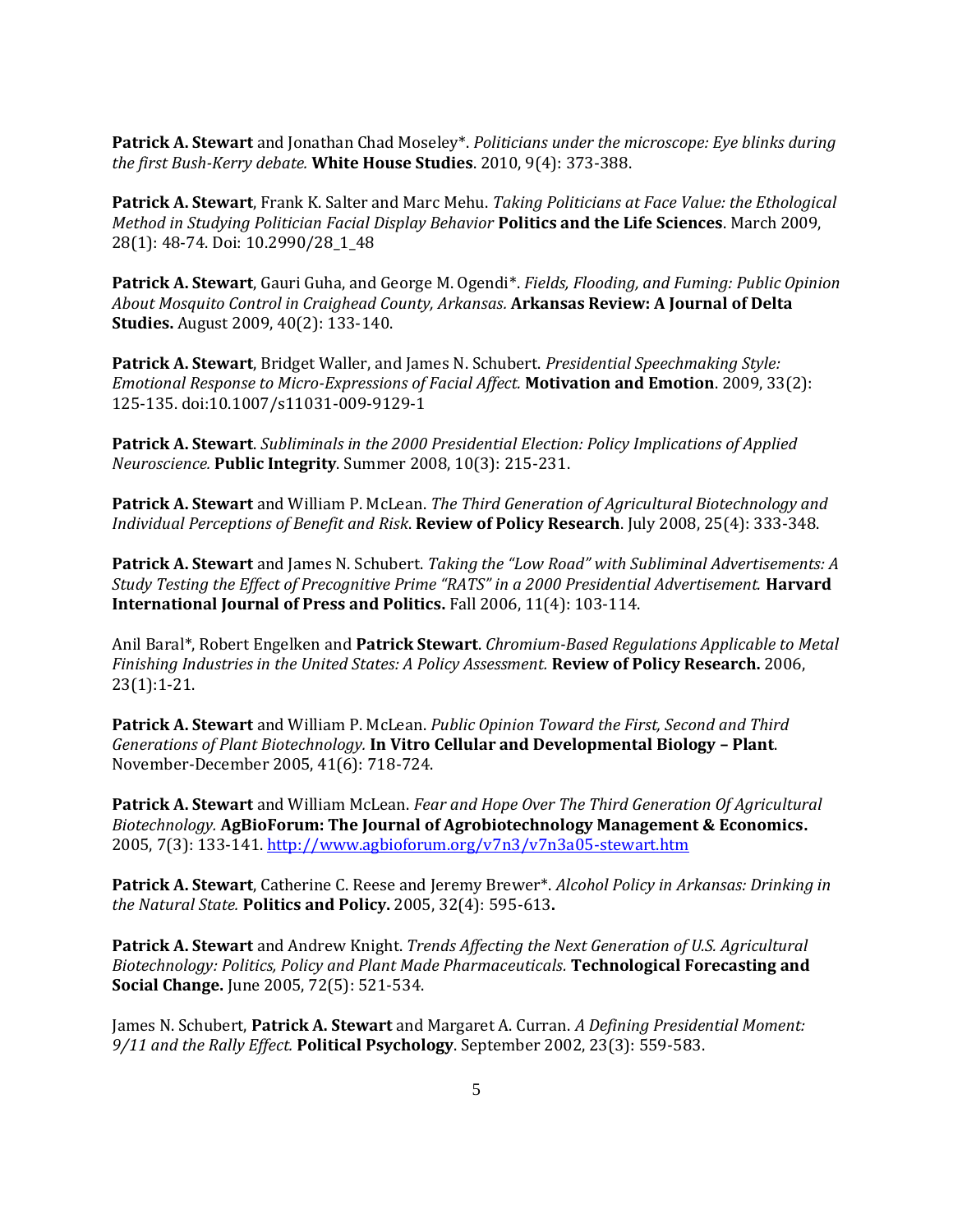**Patrick A. Stewart** and Jonathan Chad Moseley*. *Politicians under the microscope: Eye blinks during the first Bush-Kerry debate.* **White House Studies**. 2010, 9(4): 373-388.

**Patrick A. Stewart**, Frank K. Salter and Marc Mehu. *Taking Politicians at Face Value: the Ethological Method in Studying Politician Facial Display Behavior* **Politics and the Life Sciences**. March 2009, 28(1): 48-74. Doi: 10.2990/28_1_48

**Patrick A. Stewart**, Gauri Guha, and George M. Ogendi*. *Fields, Flooding, and Fuming: Public Opinion About Mosquito Control in Craighead County, Arkansas.* **Arkansas Review: A Journal of Delta Studies.** August 2009, 40(2): 133-140.

**Patrick A. Stewart**, Bridget Waller, and James N. Schubert. *Presidential Speechmaking Style: Emotional Response to Micro-Expressions of Facial Affect.* **Motivation and Emotion**. 2009, 33(2): 125-135. doi:10.1007/s11031-009-9129-1

**Patrick A. Stewart**. *Subliminals in the 2000 Presidential Election: Policy Implications of Applied Neuroscience.* **Public Integrity**. Summer 2008, 10(3): 215-231.

**Patrick A. Stewart** and William P. McLean. *The Third Generation of Agricultural Biotechnology and Individual Perceptions of Benefit and Risk.* **Review of Policy Research**. July 2008, 25(4): 333-348.

**Patrick A. Stewart** and James N. Schubert. *Taking the "Low Road" with Subliminal Advertisements: A Study Testing the Effect of Precognitive Prime "RATS" in a 2000 Presidential Advertisement.* **Harvard International Journal of Press and Politics.** Fall 2006, 11(4): 103-114.

Anil Baral*, Robert Engelken and **Patrick Stewart**. *Chromium-Based Regulations Applicable to Metal Finishing Industries in the United States: A Policy Assessment.* **Review of Policy Research.** 2006, 23(1):1-21.

**Patrick A. Stewart** and William P. McLean. *Public Opinion Toward the First, Second and Third Generations of Plant Biotechnology.* **In Vitro Cellular and Developmental Biology – Plant**. November-December 2005, 41(6): 718-724.

**Patrick A. Stewart** and William McLean. *Fear and Hope Over The Third Generation Of Agricultural Biotechnology.* **AgBioForum: The Journal of Agrobiotechnology Management & Economics.** 2005, 7(3): 133-141. http://www.agbioforum.org/v7n3/v7n3a05-stewart.htm

**Patrick A. Stewart**, Catherine C. Reese and Jeremy Brewer*. *Alcohol Policy in Arkansas: Drinking in the Natural State.* **Politics and Policy.** 2005, 32(4): 595-613**.**

**Patrick A. Stewart** and Andrew Knight. *Trends Affecting the Next Generation of U.S. Agricultural Biotechnology: Politics, Policy and Plant Made Pharmaceuticals.* **Technological Forecasting and Social Change.** June 2005, 72(5): 521-534.

James N. Schubert, **Patrick A. Stewart** and Margaret A. Curran. *A Defining Presidential Moment: 9/11 and the Rally Effect.* **Political Psychology**. September 2002, 23(3): 559-583.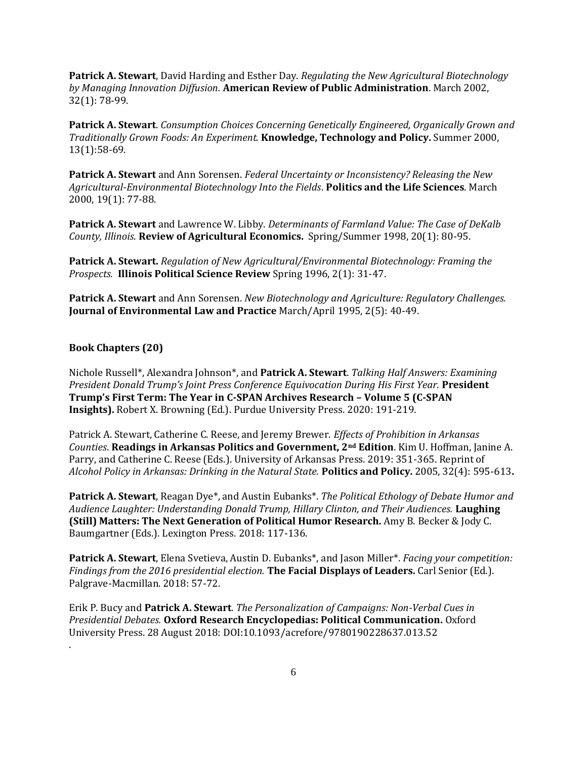**Patrick A. Stewart**, David Harding and Esther Day. *Regulating the New Agricultural Biotechnology by Managing Innovation Diffusion.* **American Review of Public Administration**. March 2002, 32(1): 78-99.

**Patrick A. Stewart**. *Consumption Choices Concerning Genetically Engineered, Organically Grown and Traditionally Grown Foods: An Experiment.* **Knowledge, Technology and Policy.** Summer 2000, 13(1):58-69.

**Patrick A. Stewart** and Ann Sorensen. *Federal Uncertainty or Inconsistency? Releasing the New Agricultural-Environmental Biotechnology Into the Fields*. **Politics and the Life Sciences**. March 2000, 19(1): 77-88.

**Patrick A. Stewart** and Lawrence W. Libby. *Determinants of Farmland Value: The Case of DeKalb County, Illinois.* **Review of Agricultural Economics.** Spring/Summer 1998, 20(1): 80-95.

**Patrick A. Stewart.** *Regulation of New Agricultural/Environmental Biotechnology: Framing the Prospects.* **Illinois Political Science Review** Spring 1996, 2(1): 31-47.

**Patrick A. Stewart** and Ann Sorensen. *New Biotechnology and Agriculture: Regulatory Challenges.* **Journal of Environmental Law and Practice** March/April 1995, 2(5): 40-49.

**Book Chapters (20)**

Nichole Russell*, Alexandra Johnson*, and **Patrick A. Stewart**. *Talking Half Answers: Examining President Donald Trump's Joint Press Conference Equivocation During His First Year.* **President Trump's First Term: The Year in C-SPAN Archives Research – Volume 5 (C-SPAN Insights).** Robert X. Browning (Ed.). Purdue University Press. 2020: 191-219.

Patrick A. Stewart, Catherine C. Reese, and Jeremy Brewer. *Effects of Prohibition in Arkansas Counties*. **Readings in Arkansas Politics and Government, 2nd Edition**. Kim U. Hoffman, Janine A. Parry, and Catherine C. Reese (Eds.). University of Arkansas Press. 2019: 351-365. Reprint of *Alcohol Policy in Arkansas: Drinking in the Natural State.* **Politics and Policy.** 2005, 32(4): 595-613**.**

**Patrick A. Stewart**, Reagan Dye*, and Austin Eubanks*. *The Political Ethology of Debate Humor and Audience Laughter: Understanding Donald Trump, Hillary Clinton, and Their Audiences.* **Laughing (Still) Matters: The Next Generation of Political Humor Research.** Amy B. Becker & Jody C. Baumgartner (Eds.). Lexington Press. 2018: 117-136.

**Patrick A. Stewart**, Elena Svetieva, Austin D. Eubanks*, and Jason Miller*. *Facing your competition: Findings from the 2016 presidential election.* **The Facial Displays of Leaders.** Carl Senior (Ed.). Palgrave-Macmillan. 2018: 57-72.

Erik P. Bucy and **Patrick A. Stewart**. *The Personalization of Campaigns: Non-Verbal Cues in Presidential Debates.* **Oxford Research Encyclopedias: Political Communication.** Oxford University Press. 28 August 2018: DOI:10.1093/acrefore/9780190228637.013.52

.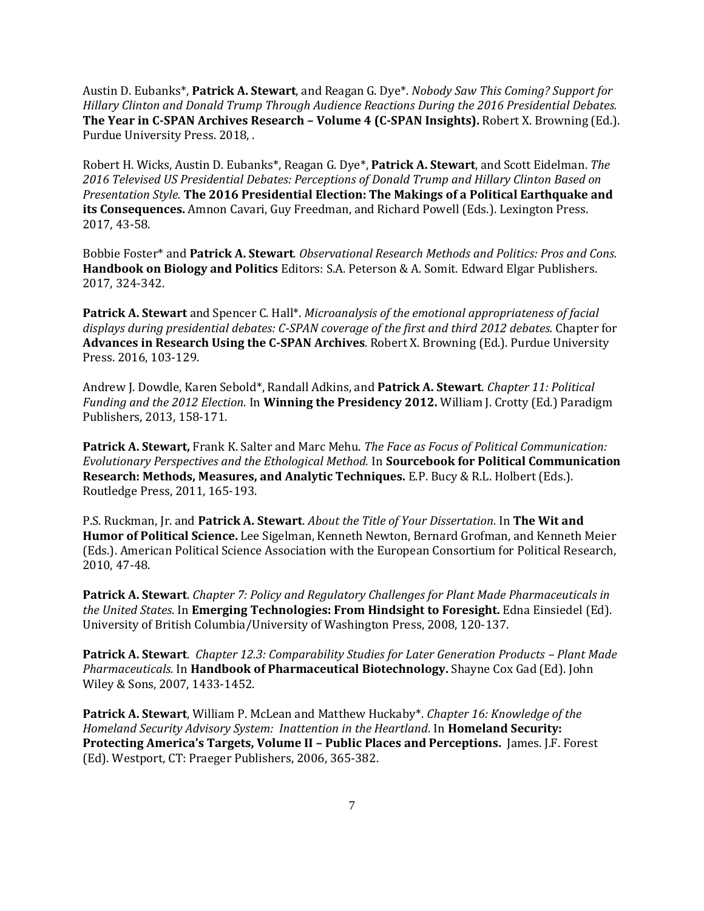Austin D. Eubanks*, **Patrick A. Stewart**, and Reagan G. Dye*. *Nobody Saw This Coming? Support for Hillary Clinton and Donald Trump Through Audience Reactions During the 2016 Presidential Debates.* **The Year in C-SPAN Archives Research – Volume 4 (C-SPAN Insights).** Robert X. Browning (Ed.). Purdue University Press. 2018, .

Robert H. Wicks, Austin D. Eubanks*, Reagan G. Dye*, **Patrick A. Stewart**, and Scott Eidelman. *The 2016 Televised US Presidential Debates: Perceptions of Donald Trump and Hillary Clinton Based on Presentation Style.* **The 2016 Presidential Election: The Makings of a Political Earthquake and its Consequences.** Amnon Cavari, Guy Freedman, and Richard Powell (Eds.). Lexington Press. 2017, 43-58.

Bobbie Foster* and **Patrick A. Stewart**. *Observational Research Methods and Politics: Pros and Cons.* **Handbook on Biology and Politics** Editors: S.A. Peterson & A. Somit. Edward Elgar Publishers. 2017, 324-342.

**Patrick A. Stewart** and Spencer C. Hall*. *Microanalysis of the emotional appropriateness of facial displays during presidential debates: C-SPAN coverage of the first and third 2012 debates.* Chapter for **Advances in Research Using the C-SPAN Archives**. Robert X. Browning (Ed.). Purdue University Press. 2016, 103-129.

Andrew J. Dowdle, Karen Sebold*, Randall Adkins, and **Patrick A. Stewart**. *Chapter 11: Political Funding and the 2012 Election.* In **Winning the Presidency 2012.** William J. Crotty (Ed.) Paradigm Publishers, 2013, 158-171.

**Patrick A. Stewart,** Frank K. Salter and Marc Mehu. *The Face as Focus of Political Communication: Evolutionary Perspectives and the Ethological Method.* In **Sourcebook for Political Communication Research: Methods, Measures, and Analytic Techniques.** E.P. Bucy & R.L. Holbert (Eds.). Routledge Press, 2011, 165-193.

P.S. Ruckman, Jr. and **Patrick A. Stewart**. *About the Title of Your Dissertation.* In **The Wit and Humor of Political Science.** Lee Sigelman, Kenneth Newton, Bernard Grofman, and Kenneth Meier (Eds.). American Political Science Association with the European Consortium for Political Research, 2010, 47-48.

**Patrick A. Stewart**. *Chapter 7: Policy and Regulatory Challenges for Plant Made Pharmaceuticals in the United States.* In **Emerging Technologies: From Hindsight to Foresight.** Edna Einsiedel (Ed). University of British Columbia/University of Washington Press, 2008, 120-137.

**Patrick A. Stewart**. *Chapter 12.3: Comparability Studies for Later Generation Products – Plant Made Pharmaceuticals.* In **Handbook of Pharmaceutical Biotechnology.** Shayne Cox Gad (Ed). John Wiley & Sons, 2007, 1433-1452.

**Patrick A. Stewart**, William P. McLean and Matthew Huckaby*. *Chapter 16: Knowledge of the Homeland Security Advisory System: Inattention in the Heartland.* In **Homeland Security: Protecting America's Targets, Volume II – Public Places and Perceptions.** James. J.F. Forest (Ed). Westport, CT: Praeger Publishers, 2006, 365-382.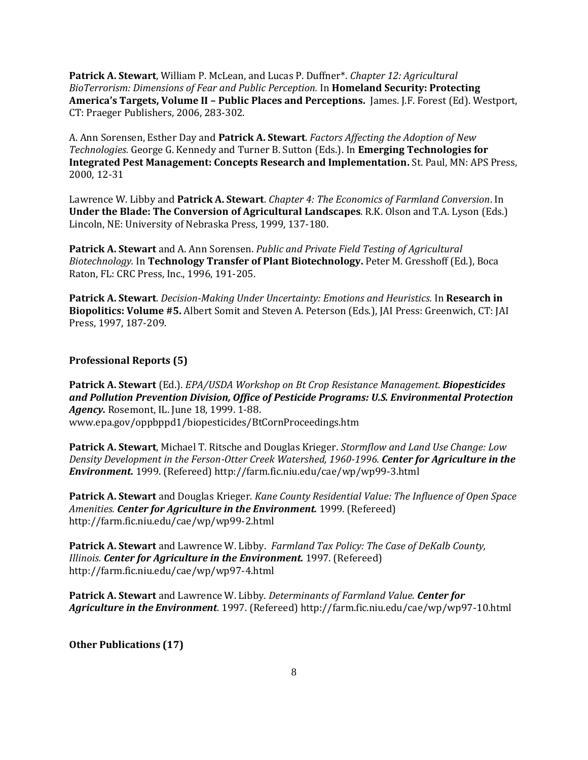**Patrick A. Stewart**, William P. McLean, and Lucas P. Duffner*. *Chapter 12: Agricultural BioTerrorism: Dimensions of Fear and Public Perception.* In **Homeland Security: Protecting America's Targets, Volume II – Public Places and Perceptions.** James. J.F. Forest (Ed). Westport, CT: Praeger Publishers, 2006, 283-302.

A. Ann Sorensen, Esther Day and **Patrick A. Stewart**. *Factors Affecting the Adoption of New Technologies.* George G. Kennedy and Turner B. Sutton (Eds.). In **Emerging Technologies for Integrated Pest Management: Concepts Research and Implementation.** St. Paul, MN: APS Press, 2000, 12-31

Lawrence W. Libby and **Patrick A. Stewart**. *Chapter 4: The Economics of Farmland Conversion*. In **Under the Blade: The Conversion of Agricultural Landscapes**. R.K. Olson and T.A. Lyson (Eds.) Lincoln, NE: University of Nebraska Press, 1999, 137-180.

**Patrick A. Stewart** and A. Ann Sorensen. *Public and Private Field Testing of Agricultural Biotechnology.* In **Technology Transfer of Plant Biotechnology.** Peter M. Gresshoff (Ed.), Boca Raton, FL: CRC Press, Inc., 1996, 191-205.

**Patrick A. Stewart**. *Decision-Making Under Uncertainty: Emotions and Heuristics.* In **Research in Biopolitics: Volume #5.** Albert Somit and Steven A. Peterson (Eds.), JAI Press: Greenwich, CT: JAI Press, 1997, 187-209.

**Professional Reports (5)**

**Patrick A. Stewart** (Ed.). *EPA/USDA Workshop on Bt Crop Resistance Management.* ***Biopesticides and Pollution Prevention Division, Office of Pesticide Programs: U.S. Environmental Protection Agency.*** Rosemont, IL. June 18, 1999. 1-88. www.epa.gov/oppbppd1/biopesticides/BtCornProceedings.htm

**Patrick A. Stewart**, Michael T. Ritsche and Douglas Krieger. *Stormflow and Land Use Change: Low Density Development in the Ferson-Otter Creek Watershed, 1960-1996.* ***Center for Agriculture in the Environment.*** 1999. (Refereed) http://farm.fic.niu.edu/cae/wp/wp99-3.html

**Patrick A. Stewart** and Douglas Krieger. *Kane County Residential Value: The Influence of Open Space Amenities.* ***Center for Agriculture in the Environment.*** 1999. (Refereed) http://farm.fic.niu.edu/cae/wp/wp99-2.html

**Patrick A. Stewart** and Lawrence W. Libby. *Farmland Tax Policy: The Case of DeKalb County, Illinois.* ***Center for Agriculture in the Environment.*** 1997. (Refereed) http://farm.fic.niu.edu/cae/wp/wp97-4.html

**Patrick A. Stewart** and Lawrence W. Libby. *Determinants of Farmland Value.* ***Center for Agriculture in the Environment***. 1997. (Refereed) http://farm.fic.niu.edu/cae/wp/wp97-10.html

**Other Publications (17)**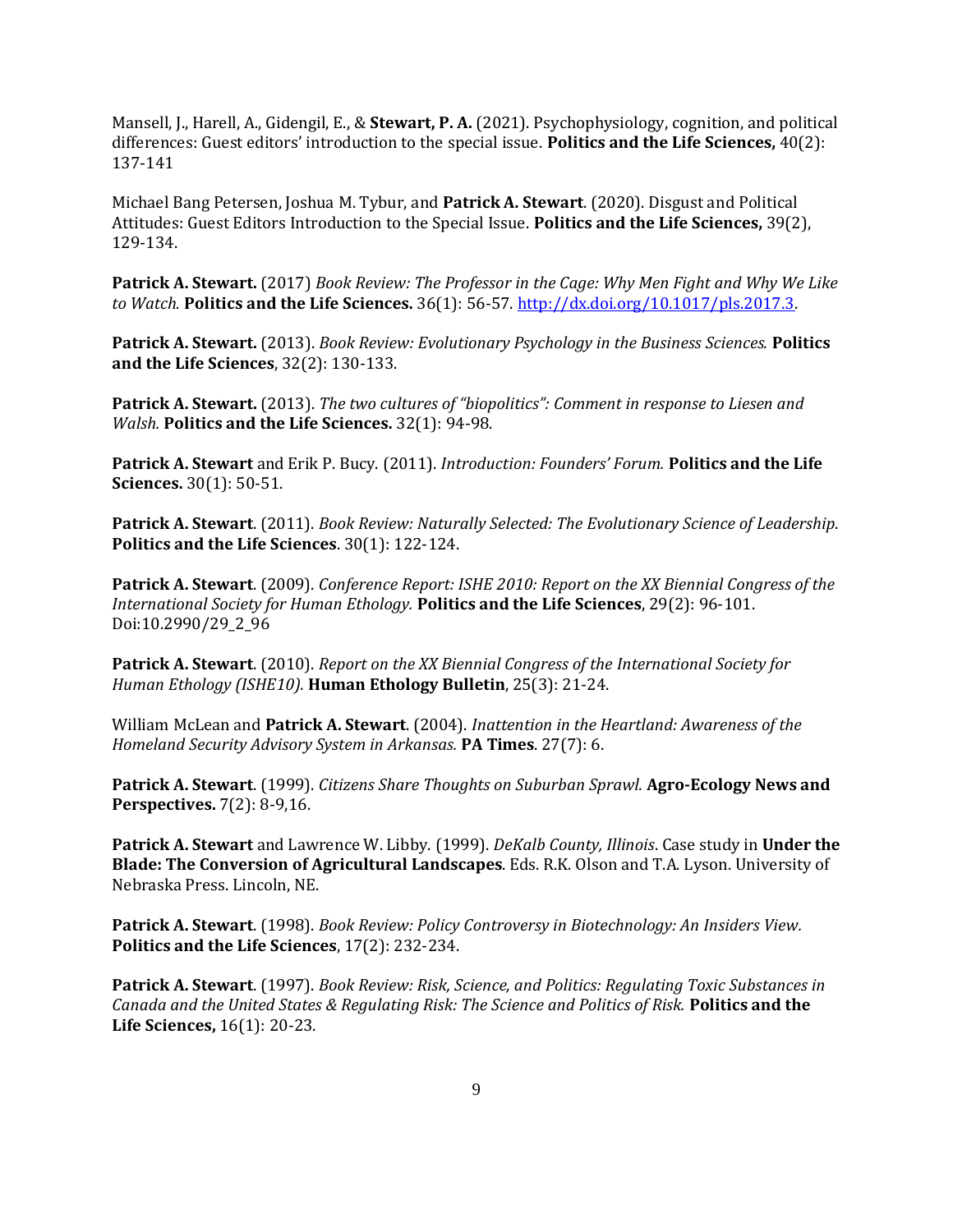Mansell, J., Harell, A., Gidengil, E., & **Stewart, P. A.** (2021). Psychophysiology, cognition, and political differences: Guest editors' introduction to the special issue. **Politics and the Life Sciences,** 40(2): 137-141

Michael Bang Petersen, Joshua M. Tybur, and **Patrick A. Stewart**. (2020). Disgust and Political Attitudes: Guest Editors Introduction to the Special Issue. **Politics and the Life Sciences,** 39(2), 129-134.

**Patrick A. Stewart.** (2017) *Book Review: The Professor in the Cage: Why Men Fight and Why We Like to Watch.* **Politics and the Life Sciences.** 36(1): 56-57. [http://dx.doi.org/10.1017/pls.2017.3](http://dx.doi.org/10.1017/pls.2017.3).

**Patrick A. Stewart.** (2013). *Book Review: Evolutionary Psychology in the Business Sciences.* **Politics and the Life Sciences**, 32(2): 130-133.

**Patrick A. Stewart.** (2013). *The two cultures of "biopolitics": Comment in response to Liesen and Walsh.* **Politics and the Life Sciences.** 32(1): 94-98.

**Patrick A. Stewart** and Erik P. Bucy. (2011). *Introduction: Founders' Forum.* **Politics and the Life Sciences.** 30(1): 50-51.

**Patrick A. Stewart**. (2011). *Book Review: Naturally Selected: The Evolutionary Science of Leadership*. **Politics and the Life Sciences**. 30(1): 122-124.

**Patrick A. Stewart**. (2009). *Conference Report: ISHE 2010: Report on the XX Biennial Congress of the International Society for Human Ethology.* **Politics and the Life Sciences**, 29(2): 96-101. Doi:10.2990/29_2_96

**Patrick A. Stewart**. (2010). *Report on the XX Biennial Congress of the International Society for Human Ethology (ISHE10).* **Human Ethology Bulletin**, 25(3): 21-24.

William McLean and **Patrick A. Stewart**. (2004). *Inattention in the Heartland: Awareness of the Homeland Security Advisory System in Arkansas.* **PA Times**. 27(7): 6.

**Patrick A. Stewart**. (1999). *Citizens Share Thoughts on Suburban Sprawl.* **Agro-Ecology News and Perspectives.** 7(2): 8-9,16.

**Patrick A. Stewart** and Lawrence W. Libby. (1999). *DeKalb County, Illinois*. Case study in **Under the Blade: The Conversion of Agricultural Landscapes**. Eds. R.K. Olson and T.A. Lyson. University of Nebraska Press. Lincoln, NE.

**Patrick A. Stewart**. (1998). *Book Review: Policy Controversy in Biotechnology: An Insiders View.* **Politics and the Life Sciences**, 17(2): 232-234.

**Patrick A. Stewart**. (1997). *Book Review: Risk, Science, and Politics: Regulating Toxic Substances in Canada and the United States & Regulating Risk: The Science and Politics of Risk.* **Politics and the Life Sciences,** 16(1): 20-23.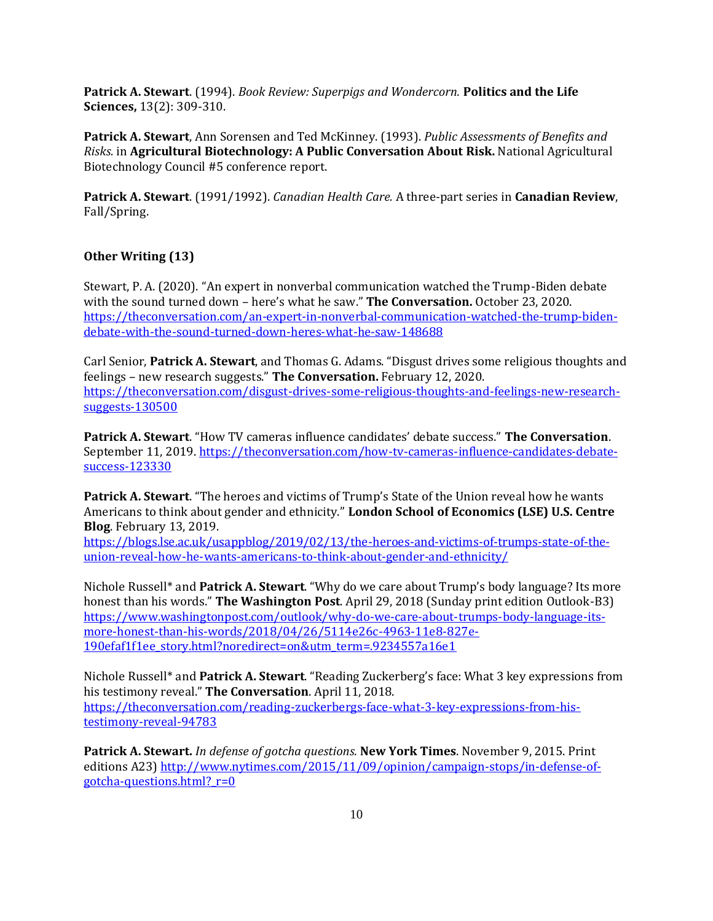**Patrick A. Stewart**. (1994). *Book Review: Superpigs and Wondercorn.* **Politics and the Life Sciences,** 13(2): 309-310.

**Patrick A. Stewart**, Ann Sorensen and Ted McKinney. (1993). *Public Assessments of Benefits and Risks.* in **Agricultural Biotechnology: A Public Conversation About Risk.** National Agricultural Biotechnology Council #5 conference report.

**Patrick A. Stewart**. (1991/1992). *Canadian Health Care.* A three-part series in **Canadian Review**, Fall/Spring.

### Other Writing (13)

Stewart, P. A. (2020). "An expert in nonverbal communication watched the Trump-Biden debate with the sound turned down – here's what he saw." **The Conversation.** October 23, 2020. https://theconversation.com/an-expert-in-nonverbal-communication-watched-the-trump-biden-debate-with-the-sound-turned-down-heres-what-he-saw-148688

Carl Senior, **Patrick A. Stewart**, and Thomas G. Adams. "Disgust drives some religious thoughts and feelings – new research suggests." **The Conversation.** February 12, 2020. https://theconversation.com/disgust-drives-some-religious-thoughts-and-feelings-new-research-suggests-130500

**Patrick A. Stewart**. "How TV cameras influence candidates' debate success." **The Conversation**. September 11, 2019. https://theconversation.com/how-tv-cameras-influence-candidates-debate-success-123330

**Patrick A. Stewart**. "The heroes and victims of Trump's State of the Union reveal how he wants Americans to think about gender and ethnicity." **London School of Economics (LSE) U.S. Centre Blog**. February 13, 2019. https://blogs.lse.ac.uk/usappblog/2019/02/13/the-heroes-and-victims-of-trumps-state-of-the-union-reveal-how-he-wants-americans-to-think-about-gender-and-ethnicity/

Nichole Russell* and **Patrick A. Stewart**. "Why do we care about Trump's body language? Its more honest than his words." **The Washington Post**. April 29, 2018 (Sunday print edition Outlook-B3) https://www.washingtonpost.com/outlook/why-do-we-care-about-trumps-body-language-its-more-honest-than-his-words/2018/04/26/5114e26c-4963-11e8-827e-190efaf1f1ee_story.html?noredirect=on&utm_term=.9234557a16e1

Nichole Russell* and **Patrick A. Stewart**. "Reading Zuckerberg's face: What 3 key expressions from his testimony reveal." **The Conversation**. April 11, 2018. https://theconversation.com/reading-zuckerbergs-face-what-3-key-expressions-from-his-testimony-reveal-94783

**Patrick A. Stewart.** *In defense of gotcha questions.* **New York Times**. November 9, 2015. Print editions A23) http://www.nytimes.com/2015/11/09/opinion/campaign-stops/in-defense-of-gotcha-questions.html?_r=0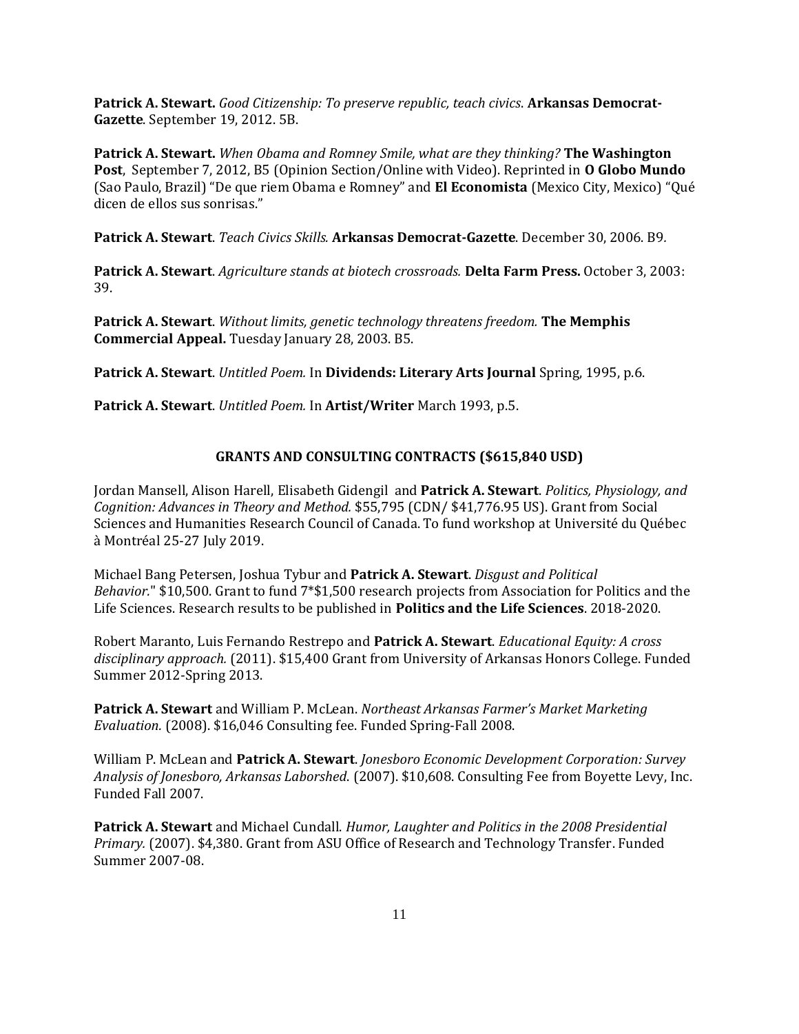**Patrick A. Stewart.** *Good Citizenship: To preserve republic, teach civics*. **Arkansas Democrat-Gazette**. September 19, 2012. 5B.

**Patrick A. Stewart.** *When Obama and Romney Smile, what are they thinking?* **The Washington Post**, September 7, 2012, B5 (Opinion Section/Online with Video). Reprinted in **O Globo Mundo** (Sao Paulo, Brazil) "De que riem Obama e Romney" and **El Economista** (Mexico City, Mexico) "Qué dicen de ellos sus sonrisas."

**Patrick A. Stewart**. *Teach Civics Skills.* **Arkansas Democrat-Gazette**. December 30, 2006. B9.

**Patrick A. Stewart**. *Agriculture stands at biotech crossroads.* **Delta Farm Press.** October 3, 2003: 39.

**Patrick A. Stewart**. *Without limits, genetic technology threatens freedom.* **The Memphis Commercial Appeal.** Tuesday January 28, 2003. B5.

**Patrick A. Stewart**. *Untitled Poem.* In **Dividends: Literary Arts Journal** Spring, 1995, p.6.

**Patrick A. Stewart**. *Untitled Poem.* In **Artist/Writer** March 1993, p.5.

## GRANTS AND CONSULTING CONTRACTS ($615,840 USD)

Jordan Mansell, Alison Harell, Elisabeth Gidengil and **Patrick A. Stewart**. *Politics, Physiology, and Cognition: Advances in Theory and Method.* $55,795 (CDN/ $41,776.95 US). Grant from Social Sciences and Humanities Research Council of Canada. To fund workshop at Université du Québec à Montréal 25-27 July 2019.

Michael Bang Petersen, Joshua Tybur and **Patrick A. Stewart**. *Disgust and Political Behavior.*" $10,500. Grant to fund 7*$1,500 research projects from Association for Politics and the Life Sciences. Research results to be published in **Politics and the Life Sciences**. 2018-2020.

Robert Maranto, Luis Fernando Restrepo and **Patrick A. Stewart**. *Educational Equity: A cross disciplinary approach.* (2011). $15,400 Grant from University of Arkansas Honors College. Funded Summer 2012-Spring 2013.

**Patrick A. Stewart** and William P. McLean. *Northeast Arkansas Farmer's Market Marketing Evaluation.* (2008). $16,046 Consulting fee. Funded Spring-Fall 2008.

William P. McLean and **Patrick A. Stewart**. *Jonesboro Economic Development Corporation: Survey Analysis of Jonesboro, Arkansas Laborshed.* (2007). $10,608. Consulting Fee from Boyette Levy, Inc. Funded Fall 2007.

**Patrick A. Stewart** and Michael Cundall. *Humor, Laughter and Politics in the 2008 Presidential Primary.* (2007). $4,380. Grant from ASU Office of Research and Technology Transfer. Funded Summer 2007-08.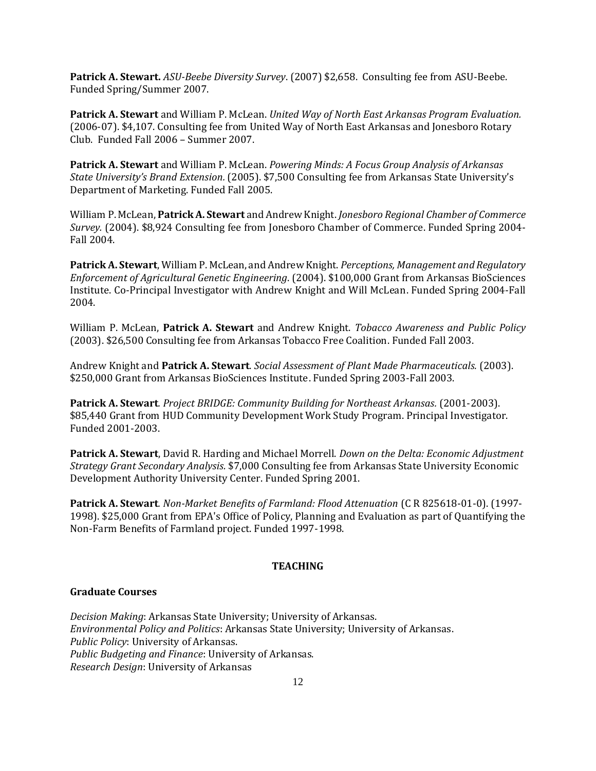**Patrick A. Stewart.** *ASU-Beebe Diversity Survey*. (2007) $2,658. Consulting fee from ASU-Beebe. Funded Spring/Summer 2007.

**Patrick A. Stewart** and William P. McLean. *United Way of North East Arkansas Program Evaluation.* (2006-07). $4,107. Consulting fee from United Way of North East Arkansas and Jonesboro Rotary Club. Funded Fall 2006 – Summer 2007.

**Patrick A. Stewart** and William P. McLean. *Powering Minds: A Focus Group Analysis of Arkansas State University's Brand Extension.* (2005). $7,500 Consulting fee from Arkansas State University's Department of Marketing. Funded Fall 2005.

William P. McLean, **Patrick A. Stewart** and Andrew Knight. *Jonesboro Regional Chamber of Commerce Survey.* (2004). $8,924 Consulting fee from Jonesboro Chamber of Commerce. Funded Spring 2004-Fall 2004.

**Patrick A. Stewart**, William P. McLean, and Andrew Knight. *Perceptions, Management and Regulatory Enforcement of Agricultural Genetic Engineering*. (2004). $100,000 Grant from Arkansas BioSciences Institute. Co-Principal Investigator with Andrew Knight and Will McLean. Funded Spring 2004-Fall 2004.

William P. McLean, **Patrick A. Stewart** and Andrew Knight. *Tobacco Awareness and Public Policy* (2003). $26,500 Consulting fee from Arkansas Tobacco Free Coalition. Funded Fall 2003.

Andrew Knight and **Patrick A. Stewart**. *Social Assessment of Plant Made Pharmaceuticals.* (2003). $250,000 Grant from Arkansas BioSciences Institute. Funded Spring 2003-Fall 2003.

**Patrick A. Stewart***. Project BRIDGE: Community Building for Northeast Arkansas.* (2001-2003). $85,440 Grant from HUD Community Development Work Study Program. Principal Investigator. Funded 2001-2003.

**Patrick A. Stewart**, David R. Harding and Michael Morrell. *Down on the Delta: Economic Adjustment Strategy Grant Secondary Analysis.* $7,000 Consulting fee from Arkansas State University Economic Development Authority University Center. Funded Spring 2001.

**Patrick A. Stewart***. Non-Market Benefits of Farmland: Flood Attenuation* (C R 825618-01-0). (1997-1998). $25,000 Grant from EPA's Office of Policy, Planning and Evaluation as part of Quantifying the Non-Farm Benefits of Farmland project. Funded 1997-1998.

## TEACHING

### Graduate Courses

*Decision Making*: Arkansas State University; University of Arkansas.
*Environmental Policy and Politics*: Arkansas State University; University of Arkansas.
*Public Policy*: University of Arkansas.
*Public Budgeting and Finance*: University of Arkansas.
*Research Design*: University of Arkansas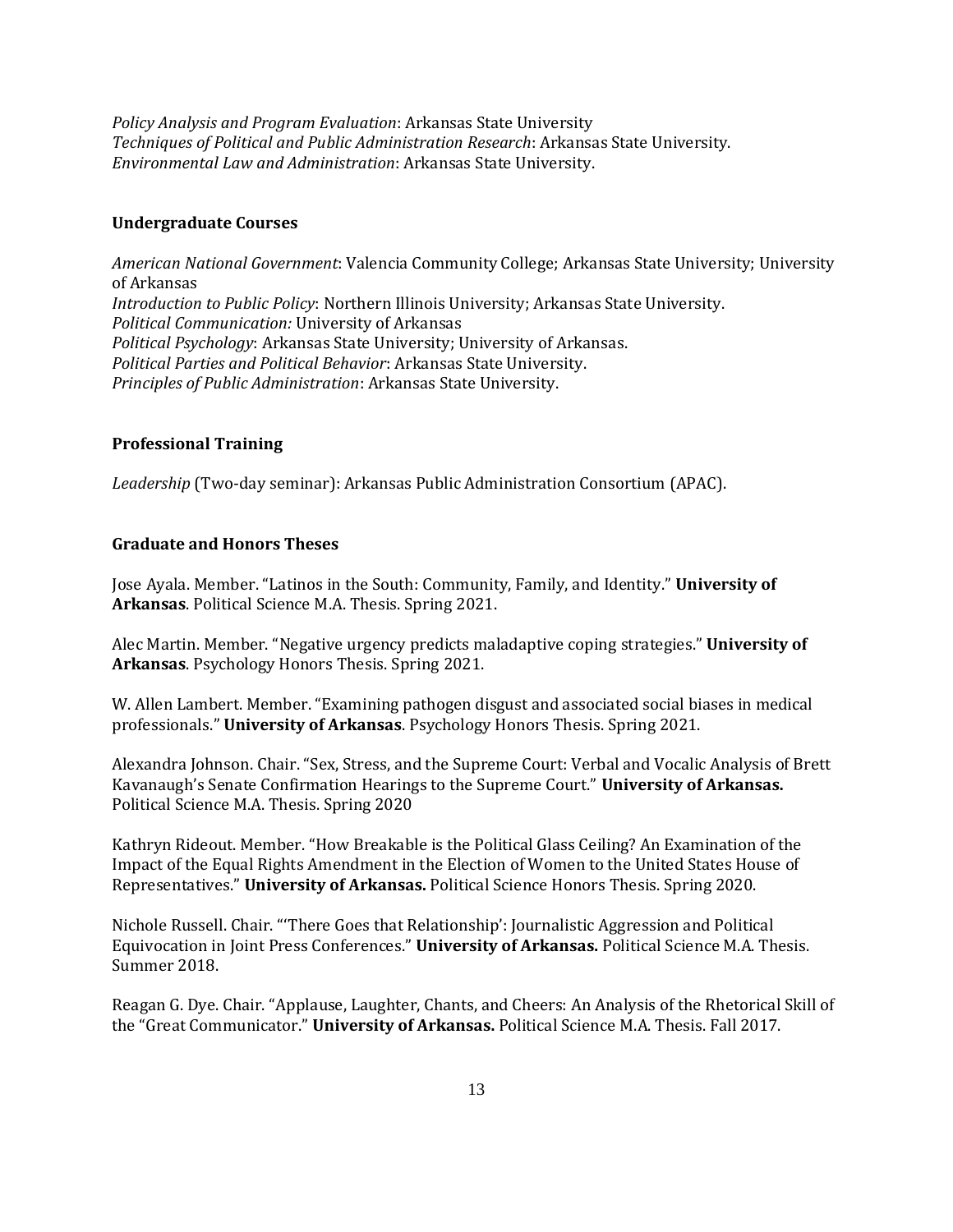*Policy Analysis and Program Evaluation*: Arkansas State University
*Techniques of Political and Public Administration Research*: Arkansas State University.
*Environmental Law and Administration*: Arkansas State University.

### Undergraduate Courses

*American National Government*: Valencia Community College; Arkansas State University; University of Arkansas
*Introduction to Public Policy*: Northern Illinois University; Arkansas State University.
*Political Communication:* University of Arkansas
*Political Psychology*: Arkansas State University; University of Arkansas.
*Political Parties and Political Behavior*: Arkansas State University.
*Principles of Public Administration*: Arkansas State University.

### Professional Training

*Leadership* (Two-day seminar): Arkansas Public Administration Consortium (APAC).

### Graduate and Honors Theses

Jose Ayala. Member. "Latinos in the South: Community, Family, and Identity." **University of Arkansas**. Political Science M.A. Thesis. Spring 2021.

Alec Martin. Member. "Negative urgency predicts maladaptive coping strategies." **University of Arkansas**. Psychology Honors Thesis. Spring 2021.

W. Allen Lambert. Member. "Examining pathogen disgust and associated social biases in medical professionals." **University of Arkansas**. Psychology Honors Thesis. Spring 2021.

Alexandra Johnson. Chair. "Sex, Stress, and the Supreme Court: Verbal and Vocalic Analysis of Brett Kavanaugh's Senate Confirmation Hearings to the Supreme Court." **University of Arkansas.** Political Science M.A. Thesis. Spring 2020

Kathryn Rideout. Member. "How Breakable is the Political Glass Ceiling? An Examination of the Impact of the Equal Rights Amendment in the Election of Women to the United States House of Representatives." **University of Arkansas.** Political Science Honors Thesis. Spring 2020.

Nichole Russell. Chair. "'There Goes that Relationship': Journalistic Aggression and Political Equivocation in Joint Press Conferences." **University of Arkansas.** Political Science M.A. Thesis. Summer 2018.

Reagan G. Dye. Chair. "Applause, Laughter, Chants, and Cheers: An Analysis of the Rhetorical Skill of the "Great Communicator." **University of Arkansas.** Political Science M.A. Thesis. Fall 2017.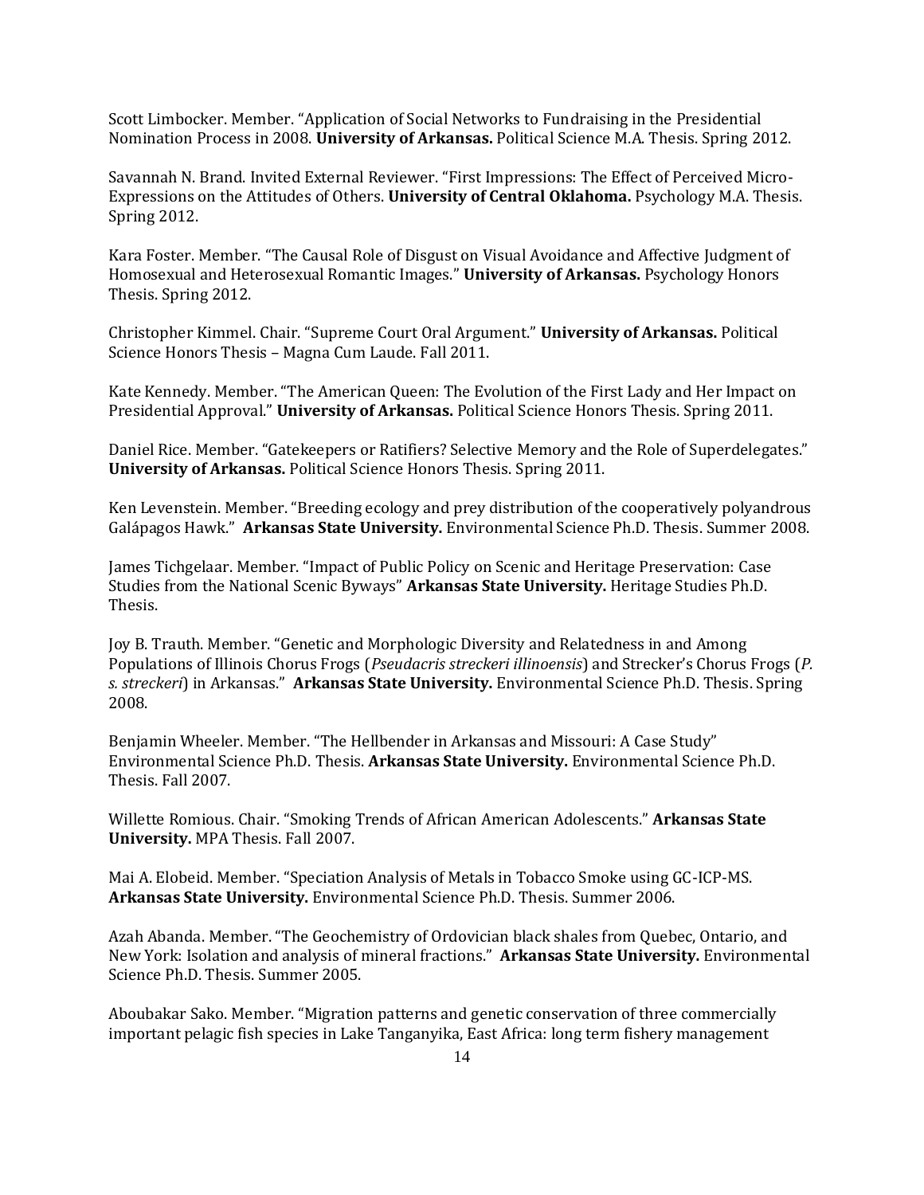Scott Limbocker. Member. “Application of Social Networks to Fundraising in the Presidential Nomination Process in 2008. **University of Arkansas.** Political Science M.A. Thesis. Spring 2012.

Savannah N. Brand. Invited External Reviewer. “First Impressions: The Effect of Perceived Micro-Expressions on the Attitudes of Others. **University of Central Oklahoma.** Psychology M.A. Thesis. Spring 2012.

Kara Foster. Member. “The Causal Role of Disgust on Visual Avoidance and Affective Judgment of Homosexual and Heterosexual Romantic Images.” **University of Arkansas.** Psychology Honors Thesis. Spring 2012.

Christopher Kimmel. Chair. “Supreme Court Oral Argument.” **University of Arkansas.** Political Science Honors Thesis – Magna Cum Laude. Fall 2011.

Kate Kennedy. Member. “The American Queen: The Evolution of the First Lady and Her Impact on Presidential Approval.” **University of Arkansas.** Political Science Honors Thesis. Spring 2011.

Daniel Rice. Member. “Gatekeepers or Ratifiers? Selective Memory and the Role of Superdelegates.” **University of Arkansas.** Political Science Honors Thesis. Spring 2011.

Ken Levenstein. Member. “Breeding ecology and prey distribution of the cooperatively polyandrous Galápagos Hawk.” **Arkansas State University.** Environmental Science Ph.D. Thesis. Summer 2008.

James Tichgelaar. Member. “Impact of Public Policy on Scenic and Heritage Preservation: Case Studies from the National Scenic Byways” **Arkansas State University.** Heritage Studies Ph.D. Thesis.

Joy B. Trauth. Member. “Genetic and Morphologic Diversity and Relatedness in and Among Populations of Illinois Chorus Frogs (*Pseudacris streckeri illinoensis*) and Strecker’s Chorus Frogs (*P. s. streckeri*) in Arkansas.” **Arkansas State University.** Environmental Science Ph.D. Thesis. Spring 2008.

Benjamin Wheeler. Member. “The Hellbender in Arkansas and Missouri: A Case Study” Environmental Science Ph.D. Thesis. **Arkansas State University.** Environmental Science Ph.D. Thesis. Fall 2007.

Willette Romious. Chair. “Smoking Trends of African American Adolescents.” **Arkansas State University.** MPA Thesis. Fall 2007.

Mai A. Elobeid. Member. “Speciation Analysis of Metals in Tobacco Smoke using GC-ICP-MS. **Arkansas State University.** Environmental Science Ph.D. Thesis. Summer 2006.

Azah Abanda. Member. “The Geochemistry of Ordovician black shales from Quebec, Ontario, and New York: Isolation and analysis of mineral fractions.” **Arkansas State University.** Environmental Science Ph.D. Thesis. Summer 2005.

Aboubakar Sako. Member. “Migration patterns and genetic conservation of three commercially important pelagic fish species in Lake Tanganyika, East Africa: long term fishery management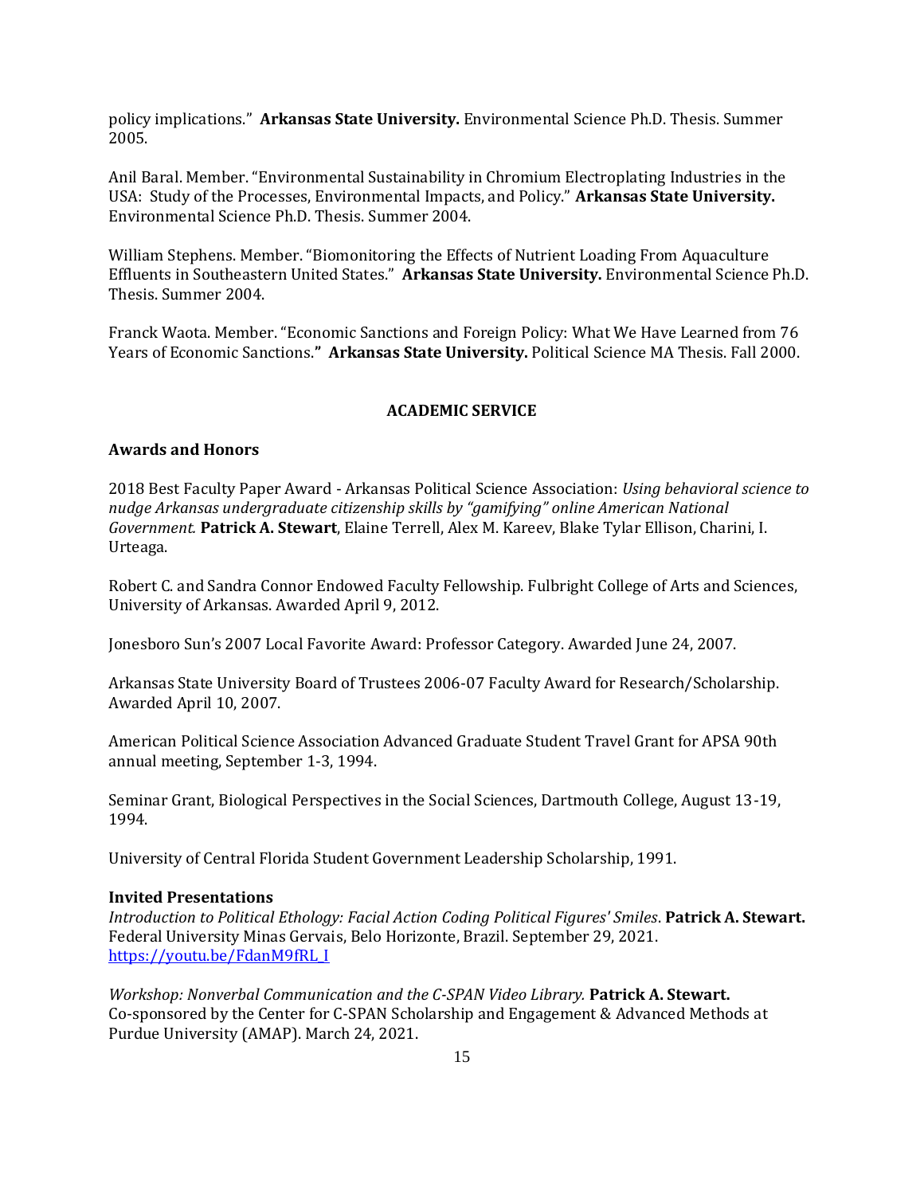policy implications." **Arkansas State University.** Environmental Science Ph.D. Thesis. Summer 2005.

Anil Baral. Member. "Environmental Sustainability in Chromium Electroplating Industries in the USA: Study of the Processes, Environmental Impacts, and Policy." **Arkansas State University.** Environmental Science Ph.D. Thesis. Summer 2004.

William Stephens. Member. "Biomonitoring the Effects of Nutrient Loading From Aquaculture Effluents in Southeastern United States." **Arkansas State University.** Environmental Science Ph.D. Thesis. Summer 2004.

Franck Waota. Member. "Economic Sanctions and Foreign Policy: What We Have Learned from 76 Years of Economic Sanctions.**"** **Arkansas State University.** Political Science MA Thesis. Fall 2000.

## ACADEMIC SERVICE

### Awards and Honors

2018 Best Faculty Paper Award - Arkansas Political Science Association: *Using behavioral science to nudge Arkansas undergraduate citizenship skills by "gamifying" online American National Government.* **Patrick A. Stewart**, Elaine Terrell, Alex M. Kareev, Blake Tylar Ellison, Charini, I. Urteaga.

Robert C. and Sandra Connor Endowed Faculty Fellowship. Fulbright College of Arts and Sciences, University of Arkansas. Awarded April 9, 2012.

Jonesboro Sun's 2007 Local Favorite Award: Professor Category. Awarded June 24, 2007.

Arkansas State University Board of Trustees 2006-07 Faculty Award for Research/Scholarship. Awarded April 10, 2007.

American Political Science Association Advanced Graduate Student Travel Grant for APSA 90th annual meeting, September 1-3, 1994.

Seminar Grant, Biological Perspectives in the Social Sciences, Dartmouth College, August 13-19, 1994.

University of Central Florida Student Government Leadership Scholarship, 1991.

### Invited Presentations

*Introduction to Political Ethology: Facial Action Coding Political Figures' Smiles*. **Patrick A. Stewart.** Federal University Minas Gervais, Belo Horizonte, Brazil. September 29, 2021. https://youtu.be/FdanM9fRL_I

*Workshop: Nonverbal Communication and the C-SPAN Video Library.* **Patrick A. Stewart.** Co-sponsored by the Center for C-SPAN Scholarship and Engagement & Advanced Methods at Purdue University (AMAP). March 24, 2021.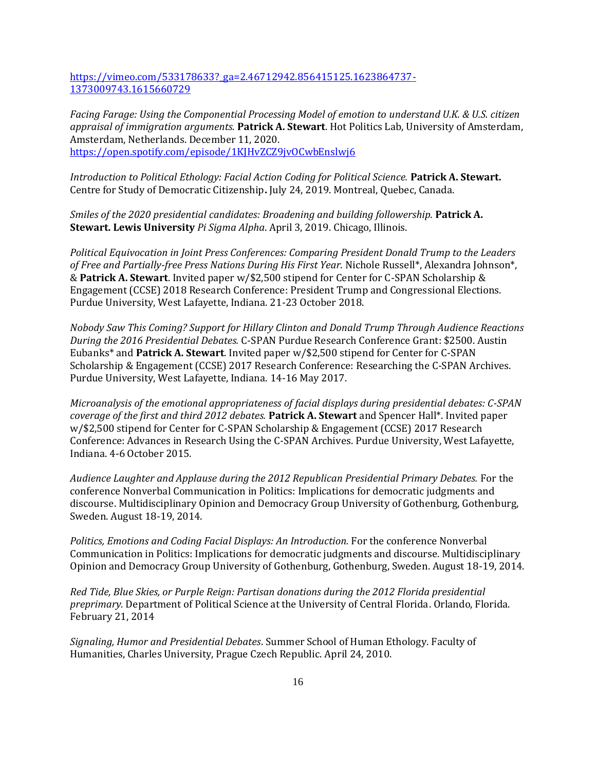https://vimeo.com/533178633?_ga=2.46712942.856415125.1623864737-1373009743.1615660729

*Facing Farage: Using the Componential Processing Model of emotion to understand U.K. & U.S. citizen appraisal of immigration arguments.* **Patrick A. Stewart**. Hot Politics Lab, University of Amsterdam, Amsterdam, Netherlands. December 11, 2020. https://open.spotify.com/episode/1KJHvZCZ9jvOCwbEnslwj6

*Introduction to Political Ethology: Facial Action Coding for Political Science.* **Patrick A. Stewart.** Centre for Study of Democratic Citizenship**.** July 24, 2019. Montreal, Quebec, Canada.

*Smiles of the 2020 presidential candidates: Broadening and building followership.* **Patrick A. Stewart. Lewis University** *Pi Sigma Alpha*. April 3, 2019. Chicago, Illinois.

*Political Equivocation in Joint Press Conferences: Comparing President Donald Trump to the Leaders of Free and Partially-free Press Nations During His First Year.* Nichole Russell*, Alexandra Johnson*, & **Patrick A. Stewart**. Invited paper w/$2,500 stipend for Center for C-SPAN Scholarship & Engagement (CCSE) 2018 Research Conference: President Trump and Congressional Elections. Purdue University, West Lafayette, Indiana. 21-23 October 2018.

*Nobody Saw This Coming? Support for Hillary Clinton and Donald Trump Through Audience Reactions During the 2016 Presidential Debates.* C-SPAN Purdue Research Conference Grant: $2500. Austin Eubanks* and **Patrick A. Stewart**. Invited paper w/$2,500 stipend for Center for C-SPAN Scholarship & Engagement (CCSE) 2017 Research Conference: Researching the C-SPAN Archives. Purdue University, West Lafayette, Indiana. 14-16 May 2017.

*Microanalysis of the emotional appropriateness of facial displays during presidential debates: C-SPAN coverage of the first and third 2012 debates.* **Patrick A. Stewart** and Spencer Hall*. Invited paper w/$2,500 stipend for Center for C-SPAN Scholarship & Engagement (CCSE) 2017 Research Conference: Advances in Research Using the C-SPAN Archives. Purdue University, West Lafayette, Indiana. 4-6 October 2015.

*Audience Laughter and Applause during the 2012 Republican Presidential Primary Debates.* For the conference Nonverbal Communication in Politics: Implications for democratic judgments and discourse. Multidisciplinary Opinion and Democracy Group University of Gothenburg, Gothenburg, Sweden. August 18-19, 2014.

*Politics, Emotions and Coding Facial Displays: An Introduction.* For the conference Nonverbal Communication in Politics: Implications for democratic judgments and discourse. Multidisciplinary Opinion and Democracy Group University of Gothenburg, Gothenburg, Sweden. August 18-19, 2014.

*Red Tide, Blue Skies, or Purple Reign: Partisan donations during the 2012 Florida presidential preprimary.* Department of Political Science at the University of Central Florida. Orlando, Florida. February 21, 2014

*Signaling, Humor and Presidential Debates*. Summer School of Human Ethology. Faculty of Humanities, Charles University, Prague Czech Republic. April 24, 2010.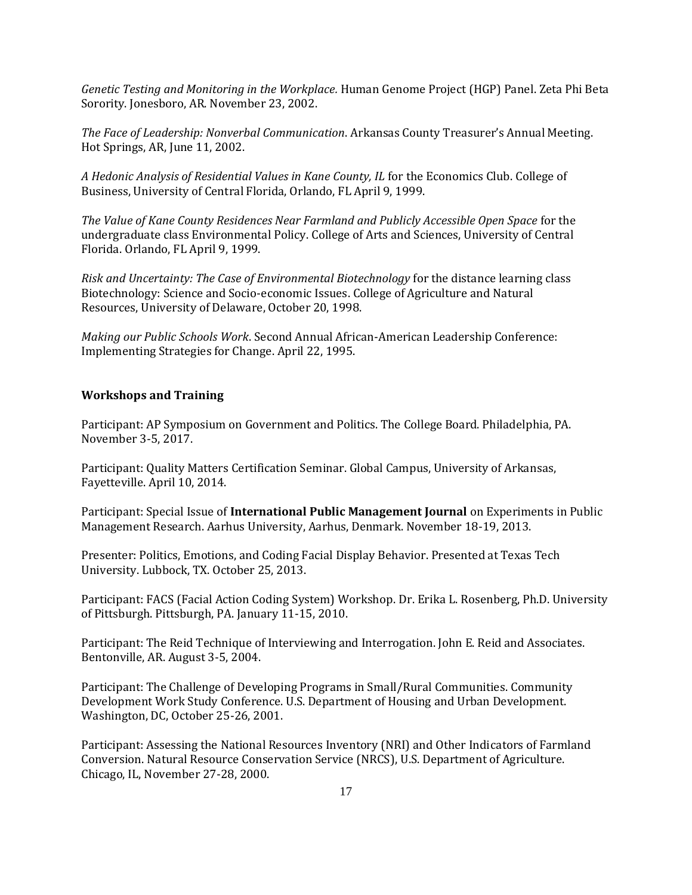*Genetic Testing and Monitoring in the Workplace.* Human Genome Project (HGP) Panel. Zeta Phi Beta Sorority. Jonesboro, AR. November 23, 2002.

*The Face of Leadership: Nonverbal Communication*. Arkansas County Treasurer's Annual Meeting. Hot Springs, AR, June 11, 2002.

*A Hedonic Analysis of Residential Values in Kane County, IL* for the Economics Club. College of Business, University of Central Florida, Orlando, FL April 9, 1999.

*The Value of Kane County Residences Near Farmland and Publicly Accessible Open Space* for the undergraduate class Environmental Policy. College of Arts and Sciences, University of Central Florida. Orlando, FL April 9, 1999.

*Risk and Uncertainty: The Case of Environmental Biotechnology* for the distance learning class Biotechnology: Science and Socio-economic Issues. College of Agriculture and Natural Resources, University of Delaware, October 20, 1998.

*Making our Public Schools Work*. Second Annual African-American Leadership Conference: Implementing Strategies for Change. April 22, 1995.

### Workshops and Training

Participant: AP Symposium on Government and Politics. The College Board. Philadelphia, PA. November 3-5, 2017.

Participant: Quality Matters Certification Seminar. Global Campus, University of Arkansas, Fayetteville. April 10, 2014.

Participant: Special Issue of **International Public Management Journal** on Experiments in Public Management Research. Aarhus University, Aarhus, Denmark. November 18-19, 2013.

Presenter: Politics, Emotions, and Coding Facial Display Behavior. Presented at Texas Tech University. Lubbock, TX. October 25, 2013.

Participant: FACS (Facial Action Coding System) Workshop. Dr. Erika L. Rosenberg, Ph.D. University of Pittsburgh. Pittsburgh, PA. January 11-15, 2010.

Participant: The Reid Technique of Interviewing and Interrogation. John E. Reid and Associates. Bentonville, AR. August 3-5, 2004.

Participant: The Challenge of Developing Programs in Small/Rural Communities. Community Development Work Study Conference. U.S. Department of Housing and Urban Development. Washington, DC, October 25-26, 2001.

Participant: Assessing the National Resources Inventory (NRI) and Other Indicators of Farmland Conversion. Natural Resource Conservation Service (NRCS), U.S. Department of Agriculture. Chicago, IL, November 27-28, 2000.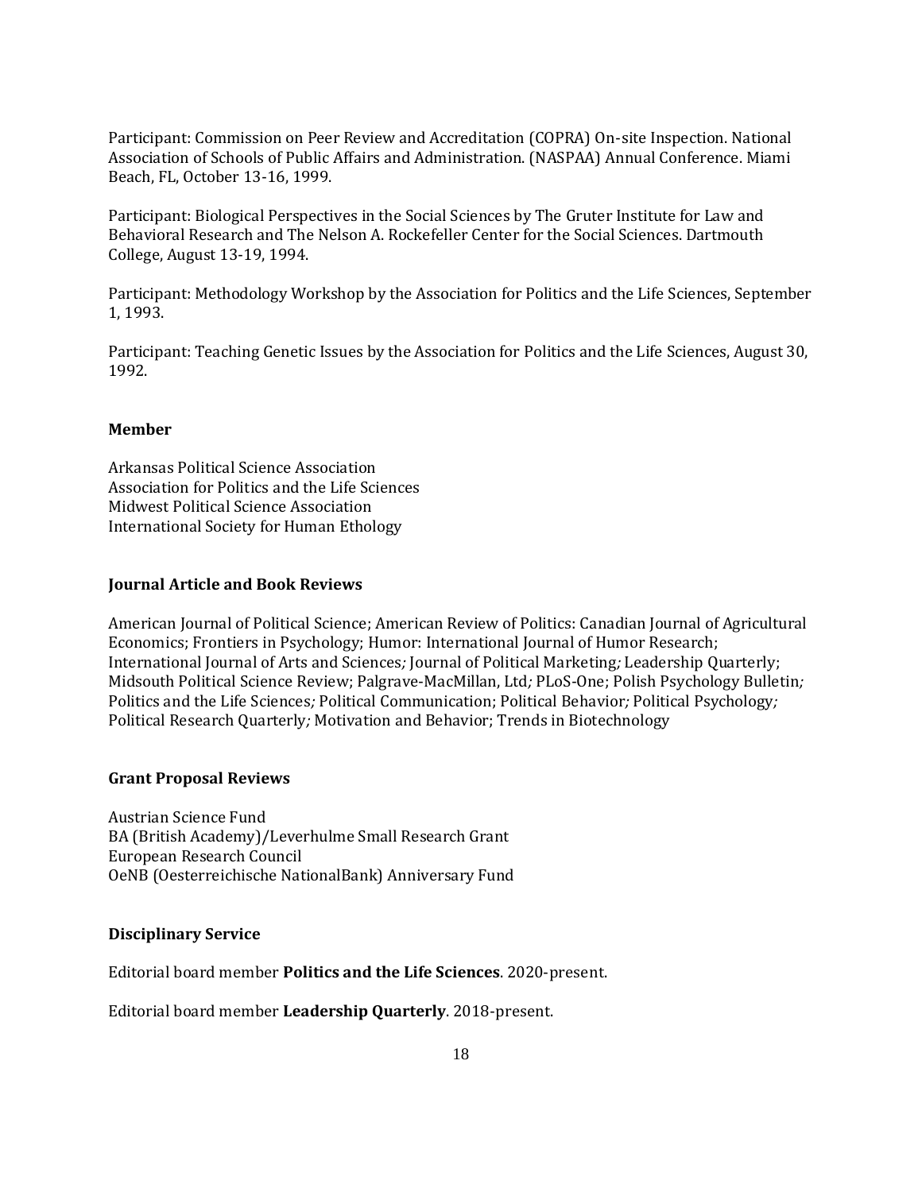Participant: Commission on Peer Review and Accreditation (COPRA) On-site Inspection. National Association of Schools of Public Affairs and Administration. (NASPAA) Annual Conference. Miami Beach, FL, October 13-16, 1999.

Participant: Biological Perspectives in the Social Sciences by The Gruter Institute for Law and Behavioral Research and The Nelson A. Rockefeller Center for the Social Sciences. Dartmouth College, August 13-19, 1994.

Participant: Methodology Workshop by the Association for Politics and the Life Sciences, September 1, 1993.

Participant: Teaching Genetic Issues by the Association for Politics and the Life Sciences, August 30, 1992.

**Member**

Arkansas Political Science Association
Association for Politics and the Life Sciences
Midwest Political Science Association
International Society for Human Ethology

**Journal Article and Book Reviews**

American Journal of Political Science; American Review of Politics: Canadian Journal of Agricultural Economics; Frontiers in Psychology; Humor: International Journal of Humor Research; International Journal of Arts and Sciences*;* Journal of Political Marketing*;* Leadership Quarterly; Midsouth Political Science Review; Palgrave-MacMillan, Ltd*;* PLoS-One; Polish Psychology Bulletin*;* Politics and the Life Sciences*;* Political Communication; Political Behavior*;* Political Psychology*;* Political Research Quarterly*;* Motivation and Behavior; Trends in Biotechnology

**Grant Proposal Reviews**

Austrian Science Fund
BA (British Academy)/Leverhulme Small Research Grant
European Research Council
OeNB (Oesterreichische NationalBank) Anniversary Fund

**Disciplinary Service**

Editorial board member **Politics and the Life Sciences**. 2020-present.

Editorial board member **Leadership Quarterly**. 2018-present.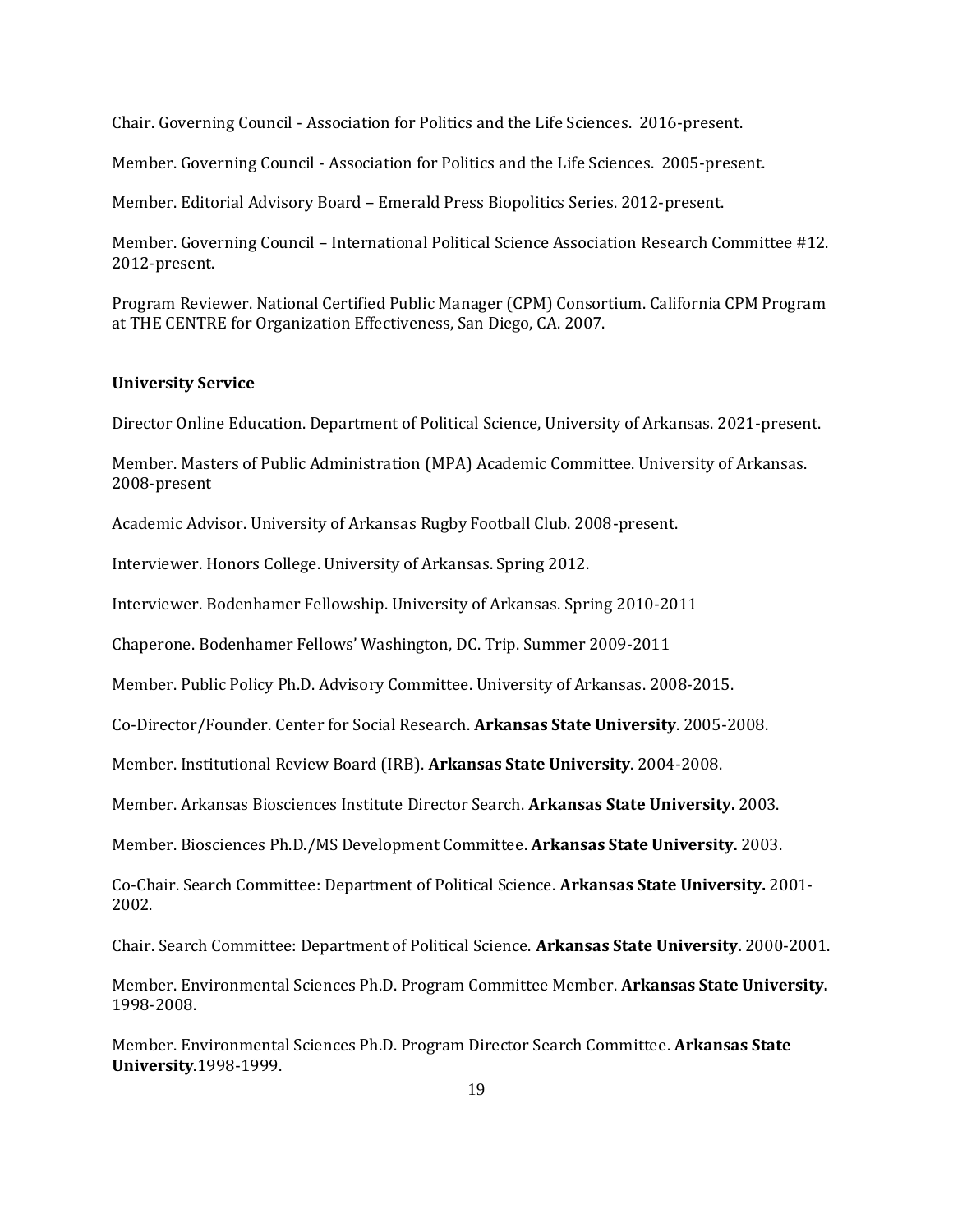Chair. Governing Council - Association for Politics and the Life Sciences. 2016-present.

Member. Governing Council - Association for Politics and the Life Sciences. 2005-present.

Member. Editorial Advisory Board – Emerald Press Biopolitics Series. 2012-present.

Member. Governing Council – International Political Science Association Research Committee #12. 2012-present.

Program Reviewer. National Certified Public Manager (CPM) Consortium. California CPM Program at THE CENTRE for Organization Effectiveness, San Diego, CA. 2007.

**University Service**

Director Online Education. Department of Political Science, University of Arkansas. 2021-present.

Member. Masters of Public Administration (MPA) Academic Committee. University of Arkansas. 2008-present

Academic Advisor. University of Arkansas Rugby Football Club. 2008-present.

Interviewer. Honors College. University of Arkansas. Spring 2012.

Interviewer. Bodenhamer Fellowship. University of Arkansas. Spring 2010-2011

Chaperone. Bodenhamer Fellows' Washington, DC. Trip. Summer 2009-2011

Member. Public Policy Ph.D. Advisory Committee. University of Arkansas. 2008-2015.

Co-Director/Founder. Center for Social Research. **Arkansas State University**. 2005-2008.

Member. Institutional Review Board (IRB). **Arkansas State University**. 2004-2008.

Member. Arkansas Biosciences Institute Director Search. **Arkansas State University.** 2003.

Member. Biosciences Ph.D./MS Development Committee. **Arkansas State University.** 2003.

Co-Chair. Search Committee: Department of Political Science. **Arkansas State University.** 2001-2002.

Chair. Search Committee: Department of Political Science. **Arkansas State University.** 2000-2001.

Member. Environmental Sciences Ph.D. Program Committee Member. **Arkansas State University.** 1998-2008.

Member. Environmental Sciences Ph.D. Program Director Search Committee. **Arkansas State University**.1998-1999.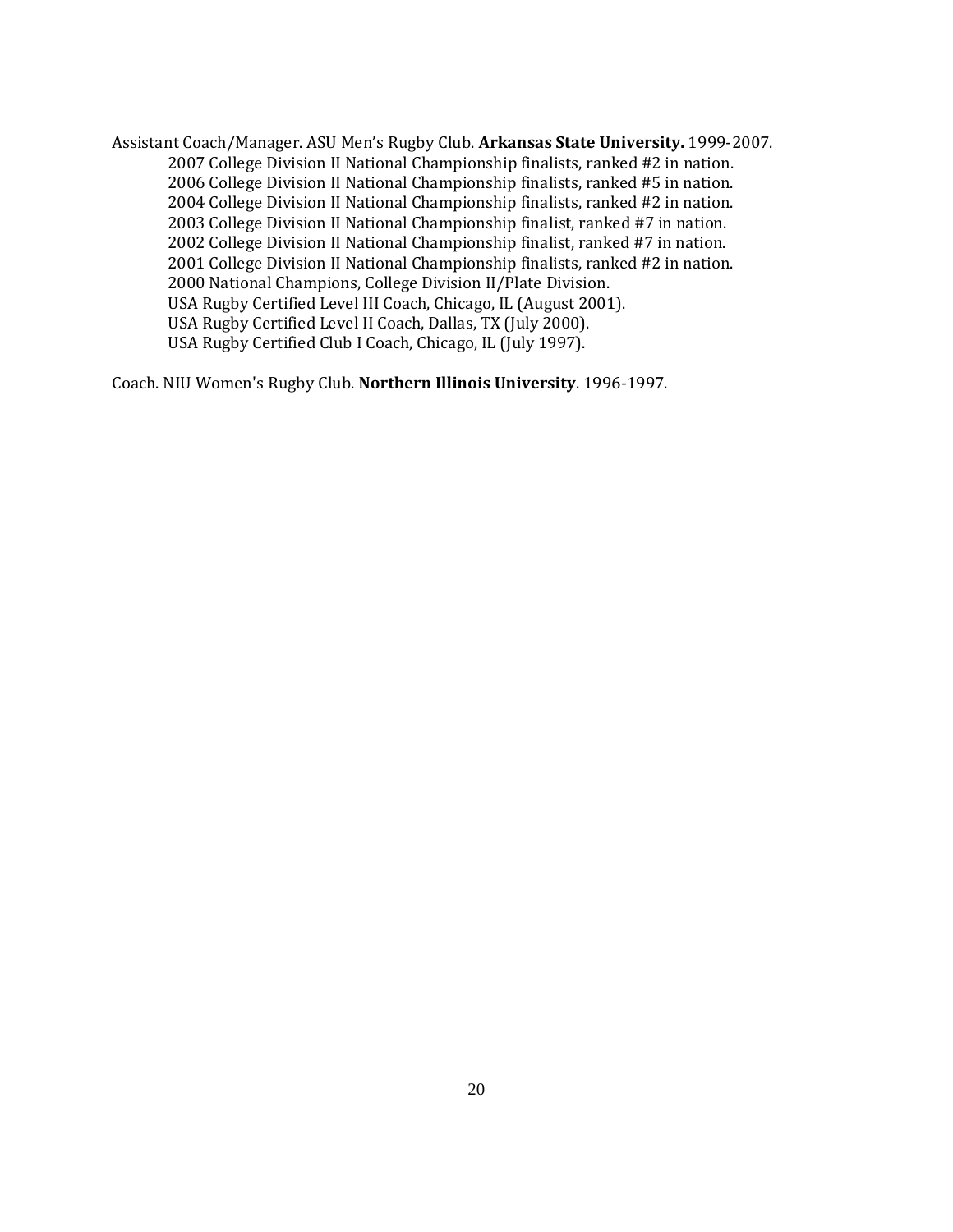Assistant Coach/Manager. ASU Men's Rugby Club. **Arkansas State University.** 1999-2007.

- 2007 College Division II National Championship finalists, ranked #2 in nation.
- 2006 College Division II National Championship finalists, ranked #5 in nation.
- 2004 College Division II National Championship finalists, ranked #2 in nation.
- 2003 College Division II National Championship finalist, ranked #7 in nation.
- 2002 College Division II National Championship finalist, ranked #7 in nation.
- 2001 College Division II National Championship finalists, ranked #2 in nation.
- 2000 National Champions, College Division II/Plate Division.
- USA Rugby Certified Level III Coach, Chicago, IL (August 2001).
- USA Rugby Certified Level II Coach, Dallas, TX (July 2000).
- USA Rugby Certified Club I Coach, Chicago, IL (July 1997).

Coach. NIU Women's Rugby Club. **Northern Illinois University**. 1996-1997.